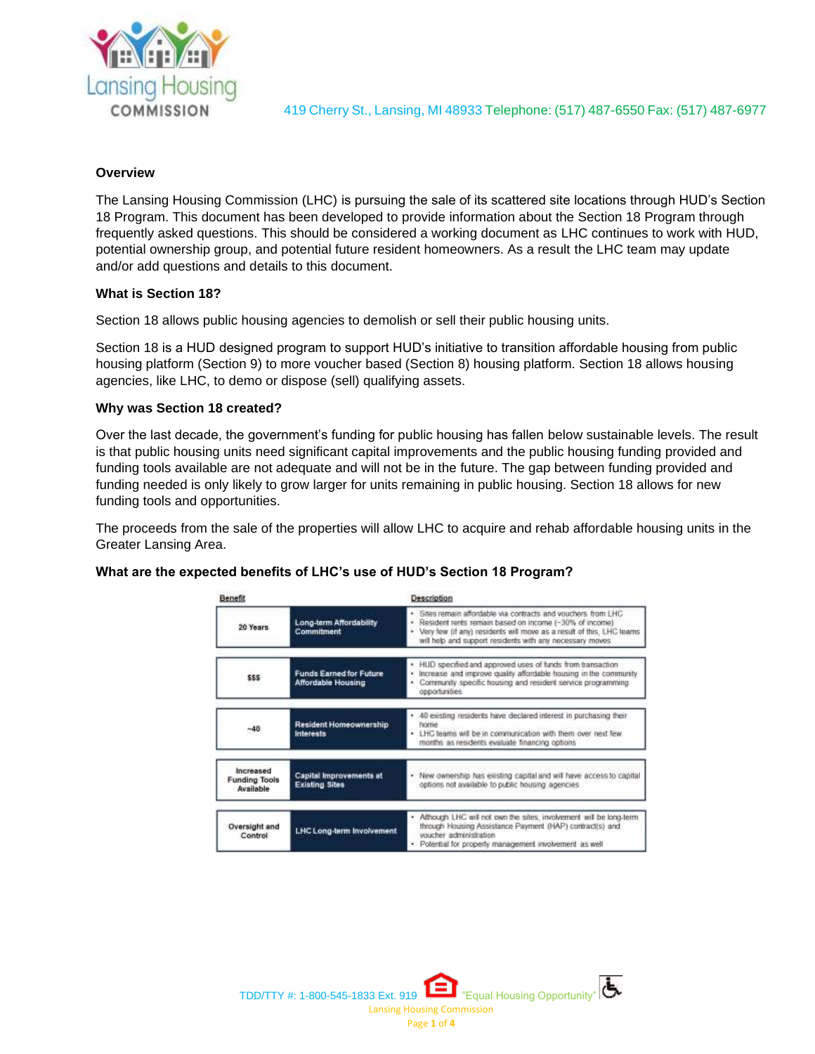419 Cherry St., Lansing, MI 48933 Telephone: (517) 487-6550 Fax: (517) 487-6977

**Overview**

The Lansing Housing Commission (LHC) is pursuing the sale of its scattered site locations through HUD's Section 18 Program. This document has been developed to provide information about the Section 18 Program through frequently asked questions. This should be considered a working document as LHC continues to work with HUD, potential ownership group, and potential future resident homeowners. As a result the LHC team may update and/or add questions and details to this document.

**What is Section 18?**

Section 18 allows public housing agencies to demolish or sell their public housing units.

Section 18 is a HUD designed program to support HUD's initiative to transition affordable housing from public housing platform (Section 9) to more voucher based (Section 8) housing platform. Section 18 allows housing agencies, like LHC, to demo or dispose (sell) qualifying assets.

**Why was Section 18 created?**

Over the last decade, the government's funding for public housing has fallen below sustainable levels. The result is that public housing units need significant capital improvements and the public housing funding provided and funding tools available are not adequate and will not be in the future. The gap between funding provided and funding needed is only likely to grow larger for units remaining in public housing. Section 18 allows for new funding tools and opportunities.

The proceeds from the sale of the properties will allow LHC to acquire and rehab affordable housing units in the Greater Lansing Area.

**What are the expected benefits of LHC's use of HUD's Section 18 Program?**

| Benefit | | Description |
|---|---|---|
| 20 Years | Long-term Affordability Commitment | • Sites remain affordable via contracts and vouchers from LHC<br>• Resident rents remain based on income (~30% of income)<br>• Very few (if any) residents will move as a result of this, LHC teams will help and support residents with any necessary moves |
| $$$ | Funds Earned for Future Affordable Housing | • HUD specified and approved uses of funds from transaction<br>• Increase and improve quality affordable housing in the community<br>• Community specific housing and resident service programming opportunities |
| ~40 | Resident Homeownership Interests | • 40 existing residents have declared interest in purchasing their home<br>• LHC teams will be in communication with them over next few months as residents evaluate financing options |
| Increased Funding Tools Available | Capital Improvements at Existing Sites | • New ownership has existing capital and will have access to capital options not available to public housing agencies |
| Oversight and Control | LHC Long-term Involvement | • Although LHC will not own the sites, involvement will be long-term through Housing Assistance Payment (HAP) contract(s) and voucher administration<br>• Potential for property management involvement as well |

TDD/TTY #: 1-800-545-1833 Ext. 919 "Equal Housing Opportunity"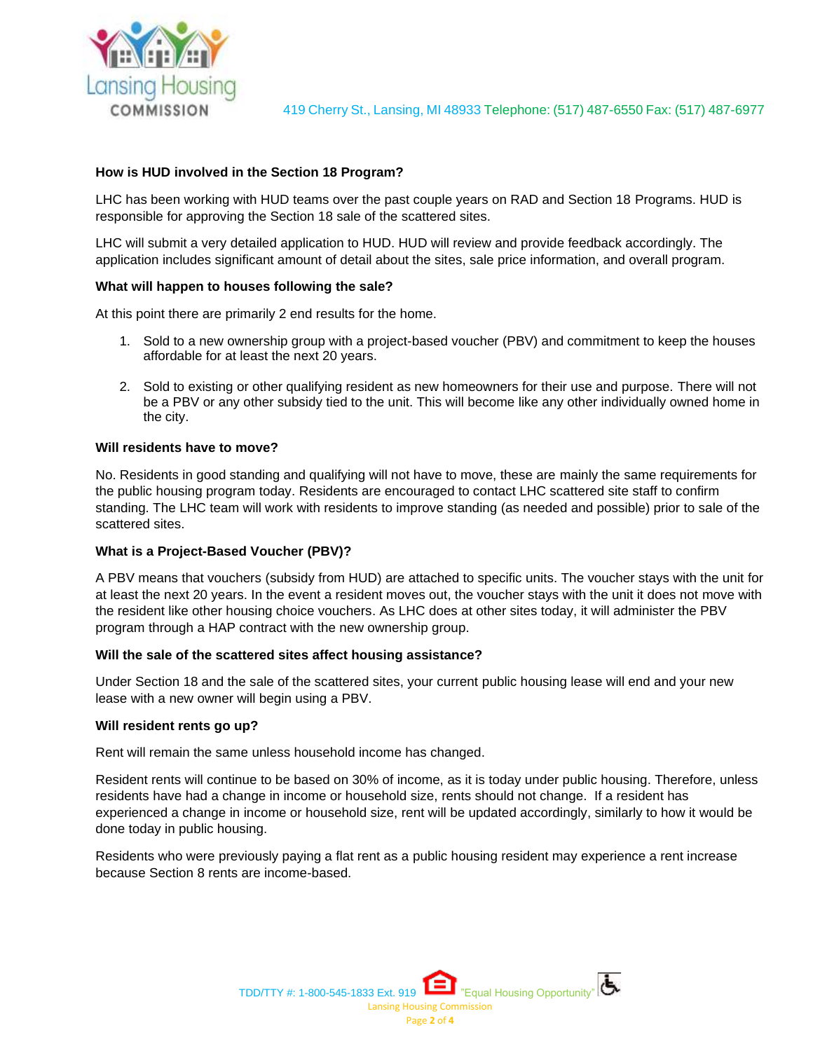**How is HUD involved in the Section 18 Program?**

LHC has been working with HUD teams over the past couple years on RAD and Section 18 Programs. HUD is responsible for approving the Section 18 sale of the scattered sites.

LHC will submit a very detailed application to HUD. HUD will review and provide feedback accordingly. The application includes significant amount of detail about the sites, sale price information, and overall program.

**What will happen to houses following the sale?**

At this point there are primarily 2 end results for the home.

1. Sold to a new ownership group with a project-based voucher (PBV) and commitment to keep the houses affordable for at least the next 20 years.

2. Sold to existing or other qualifying resident as new homeowners for their use and purpose. There will not be a PBV or any other subsidy tied to the unit. This will become like any other individually owned home in the city.

**Will residents have to move?**

No. Residents in good standing and qualifying will not have to move, these are mainly the same requirements for the public housing program today. Residents are encouraged to contact LHC scattered site staff to confirm standing. The LHC team will work with residents to improve standing (as needed and possible) prior to sale of the scattered sites.

**What is a Project-Based Voucher (PBV)?**

A PBV means that vouchers (subsidy from HUD) are attached to specific units. The voucher stays with the unit for at least the next 20 years. In the event a resident moves out, the voucher stays with the unit it does not move with the resident like other housing choice vouchers. As LHC does at other sites today, it will administer the PBV program through a HAP contract with the new ownership group.

**Will the sale of the scattered sites affect housing assistance?**

Under Section 18 and the sale of the scattered sites, your current public housing lease will end and your new lease with a new owner will begin using a PBV.

**Will resident rents go up?**

Rent will remain the same unless household income has changed.

Resident rents will continue to be based on 30% of income, as it is today under public housing. Therefore, unless residents have had a change in income or household size, rents should not change. If a resident has experienced a change in income or household size, rent will be updated accordingly, similarly to how it would be done today in public housing.

Residents who were previously paying a flat rent as a public housing resident may experience a rent increase because Section 8 rents are income-based.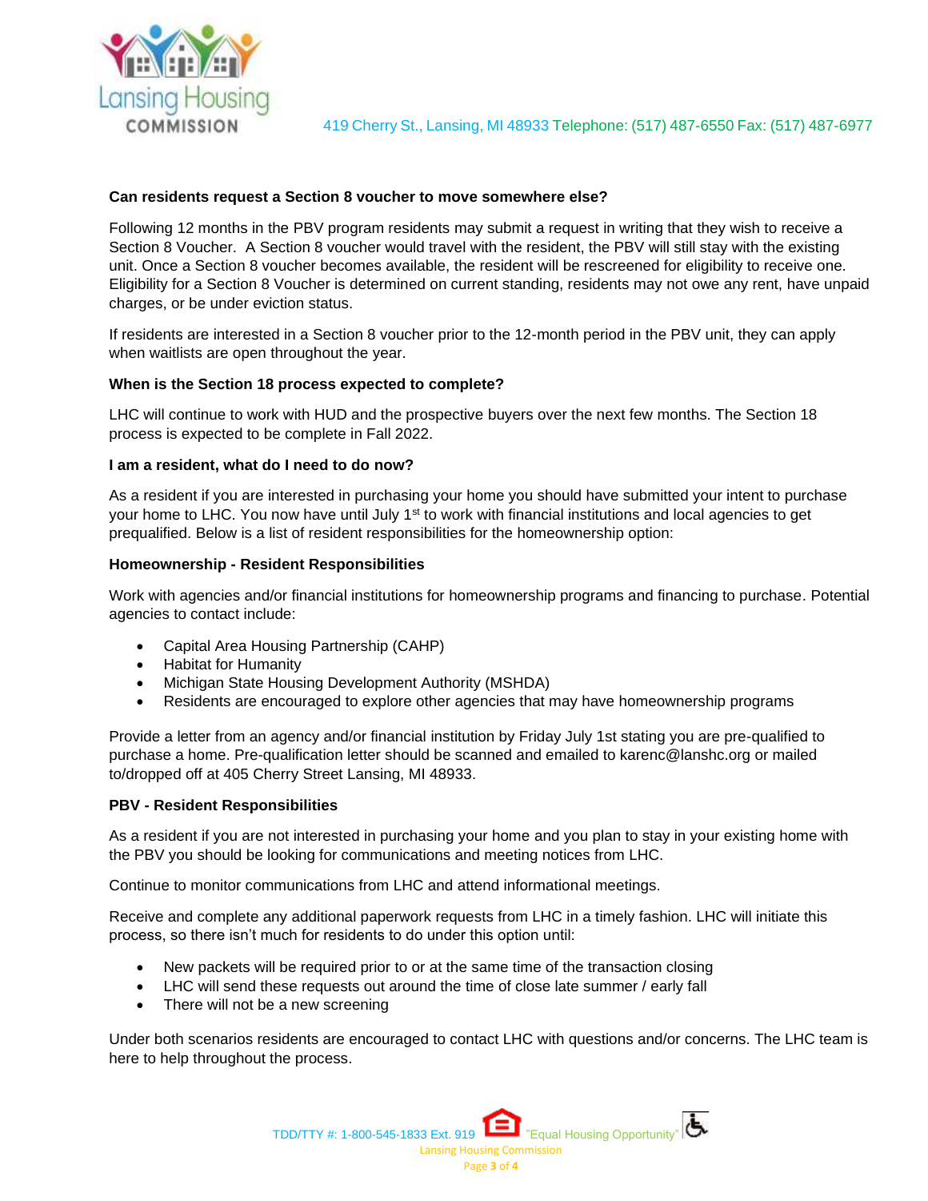**Can residents request a Section 8 voucher to move somewhere else?**

Following 12 months in the PBV program residents may submit a request in writing that they wish to receive a Section 8 Voucher. A Section 8 voucher would travel with the resident, the PBV will still stay with the existing unit. Once a Section 8 voucher becomes available, the resident will be rescreened for eligibility to receive one. Eligibility for a Section 8 Voucher is determined on current standing, residents may not owe any rent, have unpaid charges, or be under eviction status.

If residents are interested in a Section 8 voucher prior to the 12-month period in the PBV unit, they can apply when waitlists are open throughout the year.

**When is the Section 18 process expected to complete?**

LHC will continue to work with HUD and the prospective buyers over the next few months. The Section 18 process is expected to be complete in Fall 2022.

**I am a resident, what do I need to do now?**

As a resident if you are interested in purchasing your home you should have submitted your intent to purchase your home to LHC. You now have until July 1st to work with financial institutions and local agencies to get prequalified. Below is a list of resident responsibilities for the homeownership option:

**Homeownership - Resident Responsibilities**

Work with agencies and/or financial institutions for homeownership programs and financing to purchase. Potential agencies to contact include:

- Capital Area Housing Partnership (CAHP)
- Habitat for Humanity
- Michigan State Housing Development Authority (MSHDA)
- Residents are encouraged to explore other agencies that may have homeownership programs

Provide a letter from an agency and/or financial institution by Friday July 1st stating you are pre-qualified to purchase a home. Pre-qualification letter should be scanned and emailed to karenc@lanshc.org or mailed to/dropped off at 405 Cherry Street Lansing, MI 48933.

**PBV - Resident Responsibilities**

As a resident if you are not interested in purchasing your home and you plan to stay in your existing home with the PBV you should be looking for communications and meeting notices from LHC.

Continue to monitor communications from LHC and attend informational meetings.

Receive and complete any additional paperwork requests from LHC in a timely fashion. LHC will initiate this process, so there isn't much for residents to do under this option until:

- New packets will be required prior to or at the same time of the transaction closing
- LHC will send these requests out around the time of close late summer / early fall
- There will not be a new screening

Under both scenarios residents are encouraged to contact LHC with questions and/or concerns. The LHC team is here to help throughout the process.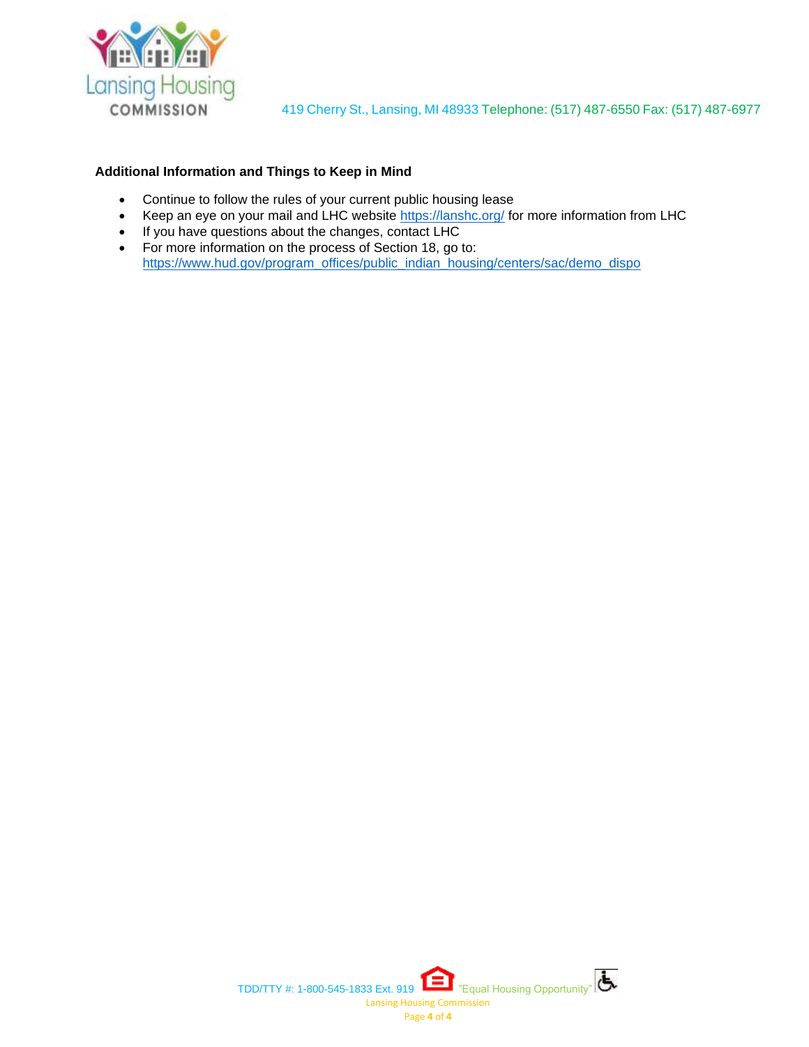**Additional Information and Things to Keep in Mind**

- Continue to follow the rules of your current public housing lease
- Keep an eye on your mail and LHC website https://lanshc.org/ for more information from LHC
- If you have questions about the changes, contact LHC
- For more information on the process of Section 18, go to: https://www.hud.gov/program_offices/public_indian_housing/centers/sac/demo_dispo